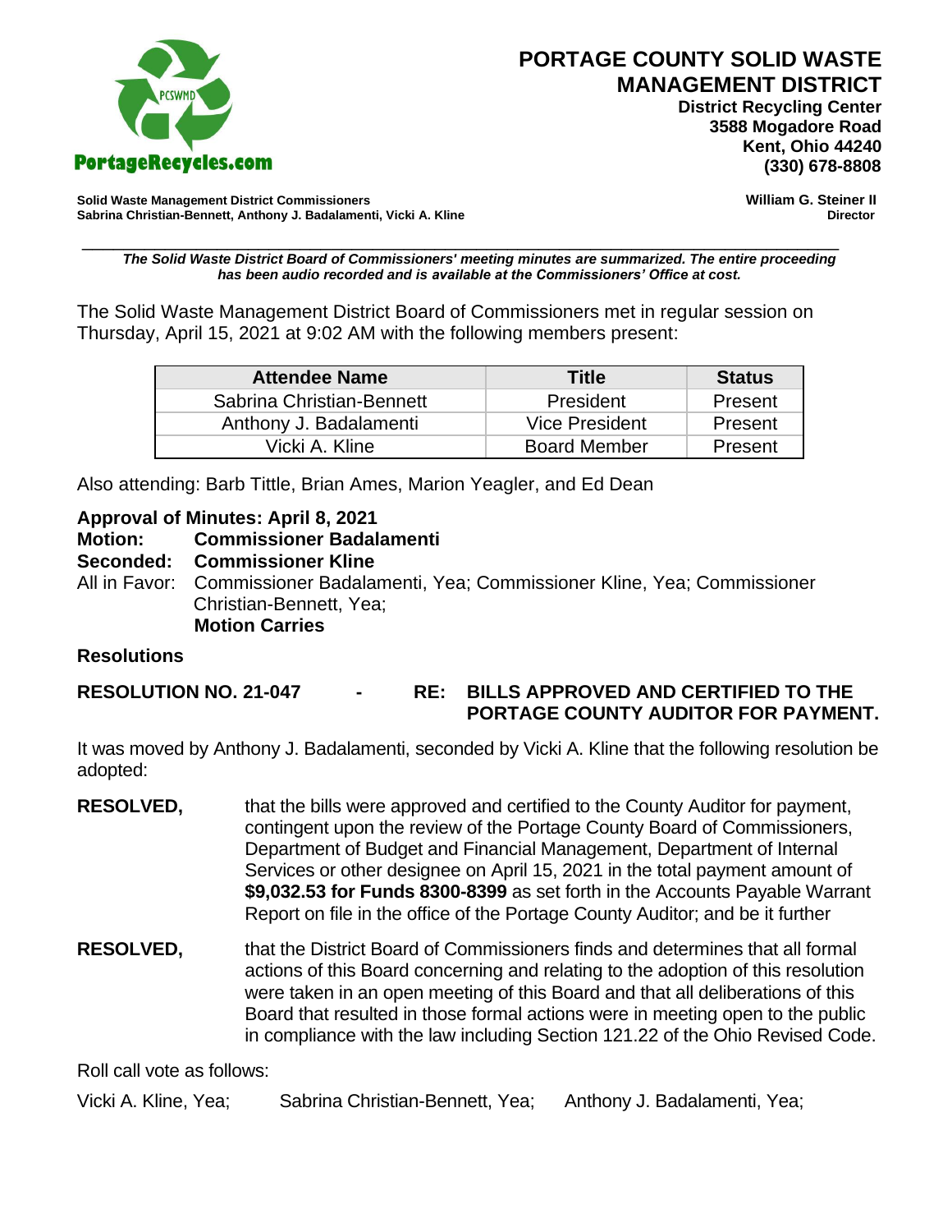# PORTAGE COUNTY SOLID WASTE MANAGEMENT DISTRICT

**District Recycling Center**
**3588 Mogadore Road**
**Kent, Ohio 44240**
**(330) 678-8808**

PortageRecycles.com

**Solid Waste Management District Commissioners**
**Sabrina Christian-Bennett, Anthony J. Badalamenti, Vicki A. Kline**

**William G. Steiner II**
**Director**

***The Solid Waste District Board of Commissioners' meeting minutes are summarized. The entire proceeding has been audio recorded and is available at the Commissioners' Office at cost.***

The Solid Waste Management District Board of Commissioners met in regular session on Thursday, April 15, 2021 at 9:02 AM with the following members present:

| Attendee Name | Title | Status |
|---|---|---|
| Sabrina Christian-Bennett | President | Present |
| Anthony J. Badalamenti | Vice President | Present |
| Vicki A. Kline | Board Member | Present |

Also attending: Barb Tittle, Brian Ames, Marion Yeagler, and Ed Dean

**Approval of Minutes: April 8, 2021**
**Motion: Commissioner Badalamenti**
**Seconded: Commissioner Kline**
All in Favor: Commissioner Badalamenti, Yea; Commissioner Kline, Yea; Commissioner Christian-Bennett, Yea;
**Motion Carries**

**Resolutions**

**RESOLUTION NO. 21-047 - RE: BILLS APPROVED AND CERTIFIED TO THE PORTAGE COUNTY AUDITOR FOR PAYMENT.**

It was moved by Anthony J. Badalamenti, seconded by Vicki A. Kline that the following resolution be adopted:

**RESOLVED,** that the bills were approved and certified to the County Auditor for payment, contingent upon the review of the Portage County Board of Commissioners, Department of Budget and Financial Management, Department of Internal Services or other designee on April 15, 2021 in the total payment amount of **$9,032.53 for Funds 8300-8399** as set forth in the Accounts Payable Warrant Report on file in the office of the Portage County Auditor; and be it further

**RESOLVED,** that the District Board of Commissioners finds and determines that all formal actions of this Board concerning and relating to the adoption of this resolution were taken in an open meeting of this Board and that all deliberations of this Board that resulted in those formal actions were in meeting open to the public in compliance with the law including Section 121.22 of the Ohio Revised Code.

Roll call vote as follows:

Vicki A. Kline, Yea; Sabrina Christian-Bennett, Yea; Anthony J. Badalamenti, Yea;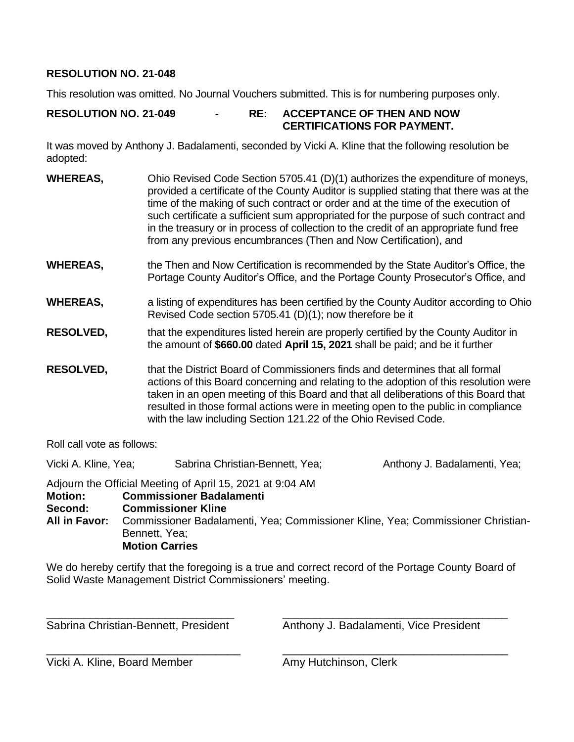**RESOLUTION NO. 21-048**

This resolution was omitted. No Journal Vouchers submitted. This is for numbering purposes only.

**RESOLUTION NO. 21-049 - RE: ACCEPTANCE OF THEN AND NOW CERTIFICATIONS FOR PAYMENT.**

It was moved by Anthony J. Badalamenti, seconded by Vicki A. Kline that the following resolution be adopted:

**WHEREAS,** Ohio Revised Code Section 5705.41 (D)(1) authorizes the expenditure of moneys, provided a certificate of the County Auditor is supplied stating that there was at the time of the making of such contract or order and at the time of the execution of such certificate a sufficient sum appropriated for the purpose of such contract and in the treasury or in process of collection to the credit of an appropriate fund free from any previous encumbrances (Then and Now Certification), and

**WHEREAS,** the Then and Now Certification is recommended by the State Auditor's Office, the Portage County Auditor's Office, and the Portage County Prosecutor's Office, and

**WHEREAS,** a listing of expenditures has been certified by the County Auditor according to Ohio Revised Code section 5705.41 (D)(1); now therefore be it

**RESOLVED,** that the expenditures listed herein are properly certified by the County Auditor in the amount of **$660.00** dated **April 15, 2021** shall be paid; and be it further

**RESOLVED,** that the District Board of Commissioners finds and determines that all formal actions of this Board concerning and relating to the adoption of this resolution were taken in an open meeting of this Board and that all deliberations of this Board that resulted in those formal actions were in meeting open to the public in compliance with the law including Section 121.22 of the Ohio Revised Code.

Roll call vote as follows:

Vicki A. Kline, Yea; Sabrina Christian-Bennett, Yea; Anthony J. Badalamenti, Yea;

Adjourn the Official Meeting of April 15, 2021 at 9:04 AM

**Motion:** **Commissioner Badalamenti**

**Second:** **Commissioner Kline**

**All in Favor:** Commissioner Badalamenti, Yea; Commissioner Kline, Yea; Commissioner Christian-Bennett, Yea;

**Motion Carries**

We do hereby certify that the foregoing is a true and correct record of the Portage County Board of Solid Waste Management District Commissioners' meeting.

\_\_\_\_\_\_\_\_\_\_\_\_\_\_\_\_\_\_\_\_\_\_\_\_\_\_\_\_\_\_\_\_
Sabrina Christian-Bennett, President

\_\_\_\_\_\_\_\_\_\_\_\_\_\_\_\_\_\_\_\_\_\_\_\_\_\_\_\_\_\_\_\_
Anthony J. Badalamenti, Vice President

\_\_\_\_\_\_\_\_\_\_\_\_\_\_\_\_\_\_\_\_\_\_\_\_\_\_\_\_\_\_\_\_
Vicki A. Kline, Board Member

\_\_\_\_\_\_\_\_\_\_\_\_\_\_\_\_\_\_\_\_\_\_\_\_\_\_\_\_\_\_\_\_
Amy Hutchinson, Clerk